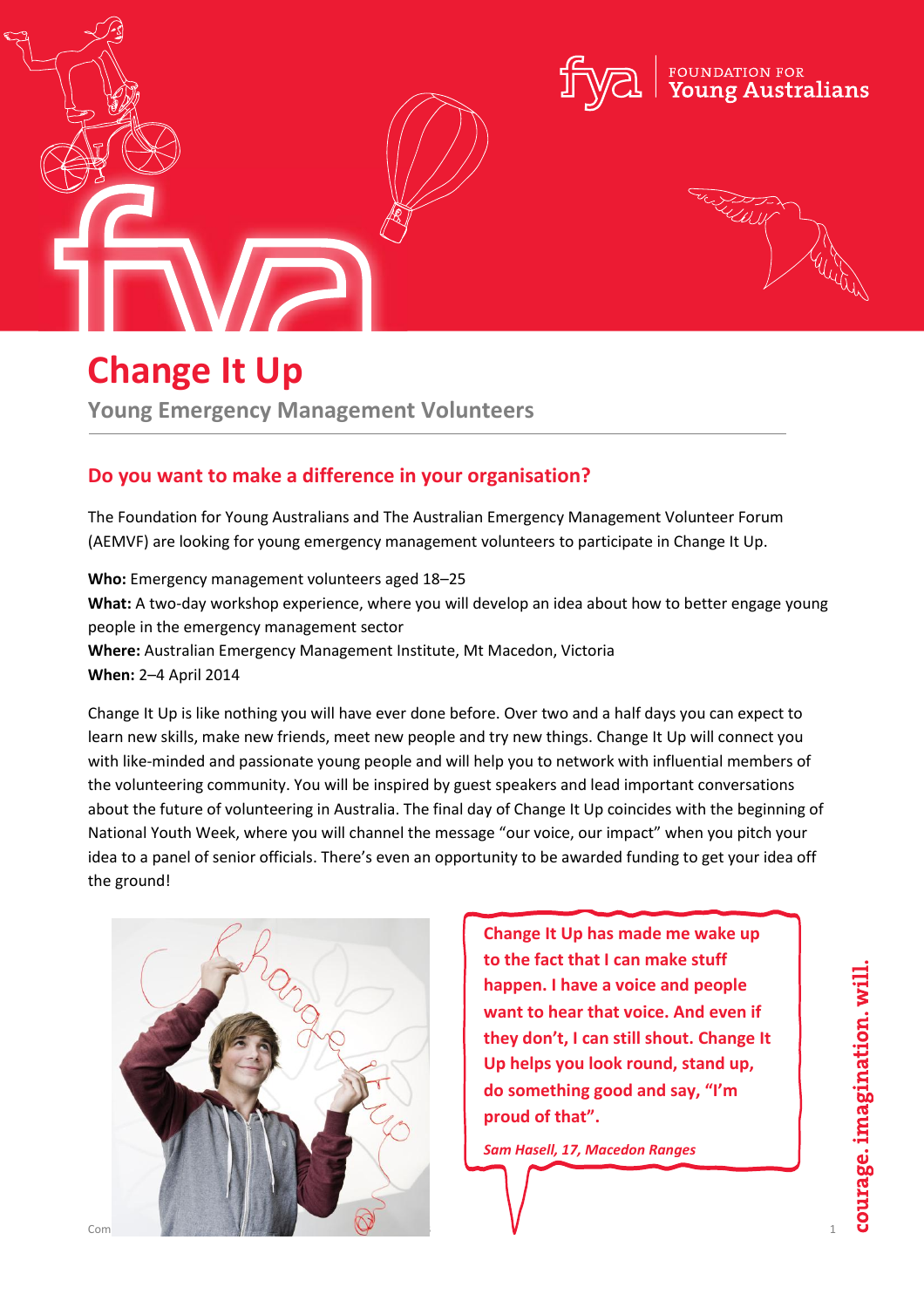# Change It Up

## Young Emergency Management Volunteers

### Do you want to make a difference in your organisation?

The Foundation for Young Australians and The Australian Emergency Management Volunteer Forum (AEMVF) are looking for young emergency management volunteers to participate in Change It Up.

**Who:** Emergency management volunteers aged 18–25
**What:** A two-day workshop experience, where you will develop an idea about how to better engage young people in the emergency management sector
**Where:** Australian Emergency Management Institute, Mt Macedon, Victoria
**When:** 2–4 April 2014

Change It Up is like nothing you will have ever done before. Over two and a half days you can expect to learn new skills, make new friends, meet new people and try new things. Change It Up will connect you with like-minded and passionate young people and will help you to network with influential members of the volunteering community. You will be inspired by guest speakers and lead important conversations about the future of volunteering in Australia. The final day of Change It Up coincides with the beginning of National Youth Week, where you will channel the message "our voice, our impact" when you pitch your idea to a panel of senior officials. There's even an opportunity to be awarded funding to get your idea off the ground!

**Change It Up has made me wake up to the fact that I can make stuff happen. I have a voice and people want to hear that voice. And even if they don't, I can still shout. Change It Up helps you look round, stand up, do something good and say, "I'm proud of that".**

***Sam Hasell, 17, Macedon Ranges***

courage. imagination. will.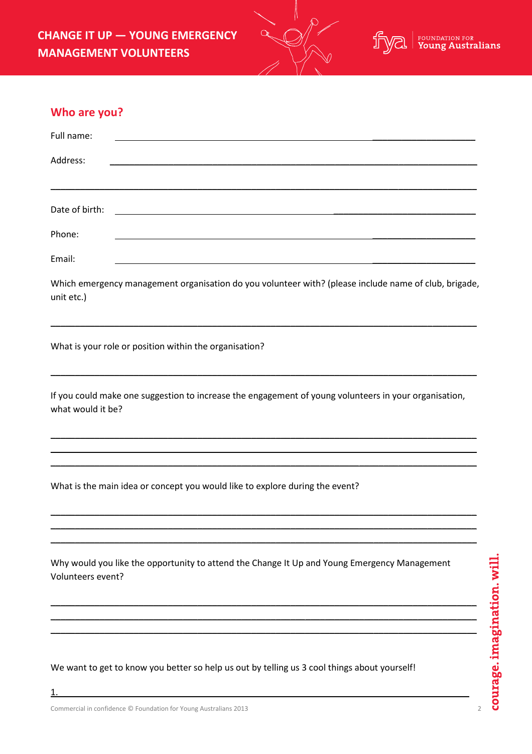## Who are you?

Full name: ___________________________________________

Address: ___________________________________________

___________________________________________

Date of birth: ___________________________________________

Phone: ___________________________________________

Email: ___________________________________________

Which emergency management organisation do you volunteer with? (please include name of club, brigade, unit etc.)

___________________________________________

What is your role or position within the organisation?

___________________________________________

If you could make one suggestion to increase the engagement of young volunteers in your organisation, what would it be?

___________________________________________

___________________________________________

___________________________________________

What is the main idea or concept you would like to explore during the event?

___________________________________________

___________________________________________

___________________________________________

Why would you like the opportunity to attend the Change It Up and Young Emergency Management Volunteers event?

___________________________________________

___________________________________________

___________________________________________

We want to get to know you better so help us out by telling us 3 cool things about yourself!

1. ___________________________________________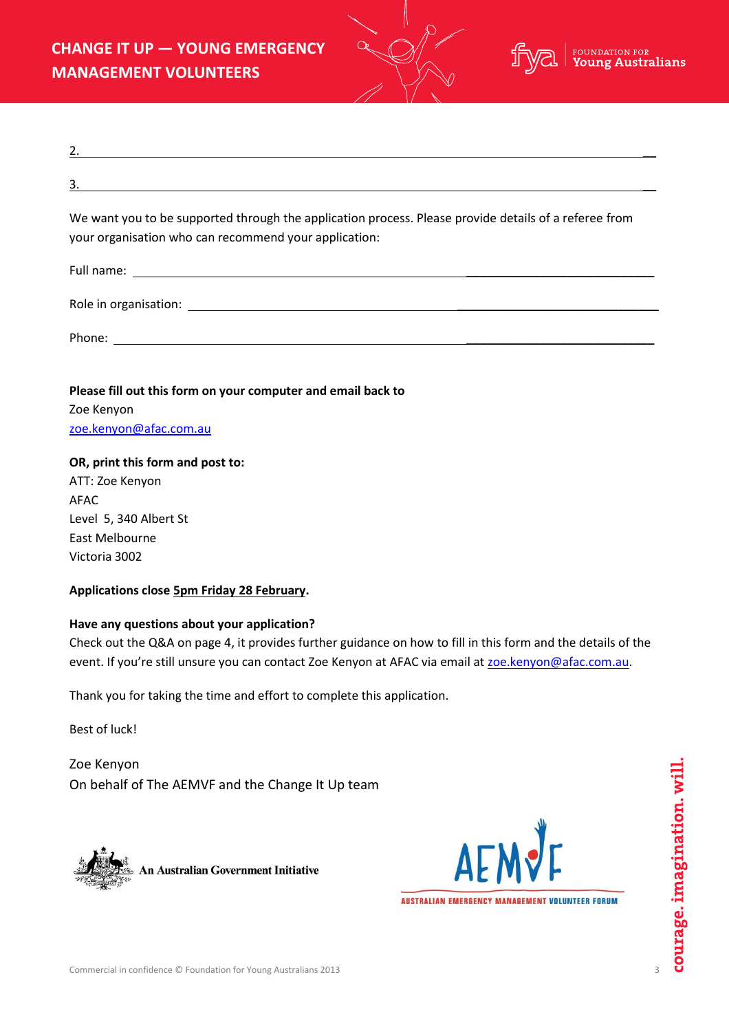2. ______________________________________________________________________________

3. ______________________________________________________________________________

We want you to be supported through the application process. Please provide details of a referee from your organisation who can recommend your application:

Full name: ______________________________________________________________________

Role in organisation: _____________________________________________________________

Phone: _________________________________________________________________________

**Please fill out this form on your computer and email back to**
Zoe Kenyon
zoe.kenyon@afac.com.au

**OR, print this form and post to:**
ATT: Zoe Kenyon
AFAC
Level 5, 340 Albert St
East Melbourne
Victoria 3002

**Applications close 5pm Friday 28 February.**

**Have any questions about your application?**
Check out the Q&A on page 4, it provides further guidance on how to fill in this form and the details of the event. If you're still unsure you can contact Zoe Kenyon at AFAC via email at zoe.kenyon@afac.com.au.

Thank you for taking the time and effort to complete this application.

Best of luck!

Zoe Kenyon
On behalf of The AEMVF and the Change It Up team

An Australian Government Initiative

AEMVF
AUSTRALIAN EMERGENCY MANAGEMENT VOLUNTEER FORUM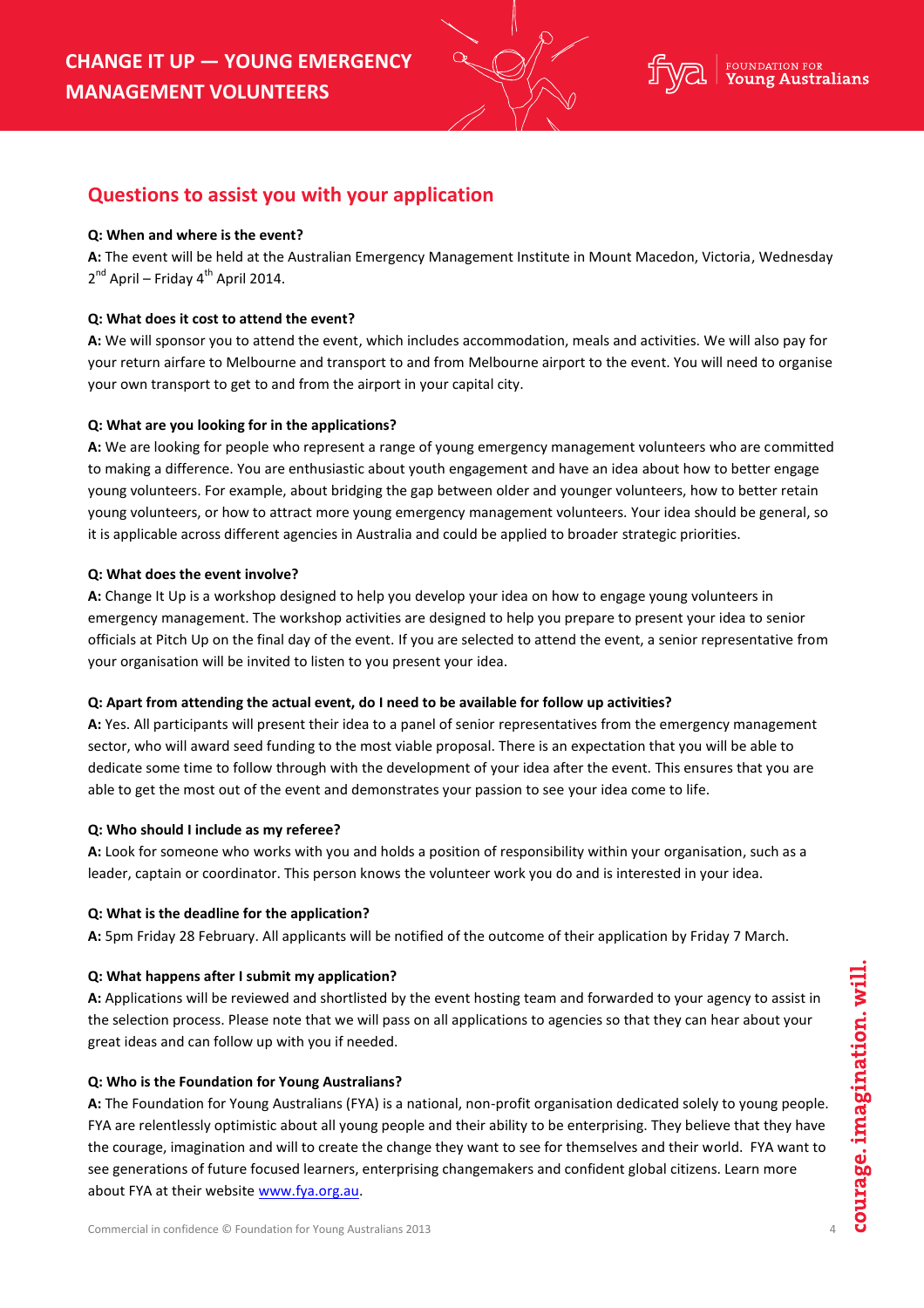## Questions to assist you with your application

**Q: When and where is the event?**

**A:** The event will be held at the Australian Emergency Management Institute in Mount Macedon, Victoria, Wednesday 2nd April – Friday 4th April 2014.

**Q: What does it cost to attend the event?**

**A:** We will sponsor you to attend the event, which includes accommodation, meals and activities. We will also pay for your return airfare to Melbourne and transport to and from Melbourne airport to the event. You will need to organise your own transport to get to and from the airport in your capital city.

**Q: What are you looking for in the applications?**

**A:** We are looking for people who represent a range of young emergency management volunteers who are committed to making a difference. You are enthusiastic about youth engagement and have an idea about how to better engage young volunteers. For example, about bridging the gap between older and younger volunteers, how to better retain young volunteers, or how to attract more young emergency management volunteers. Your idea should be general, so it is applicable across different agencies in Australia and could be applied to broader strategic priorities.

**Q: What does the event involve?**

**A:** Change It Up is a workshop designed to help you develop your idea on how to engage young volunteers in emergency management. The workshop activities are designed to help you prepare to present your idea to senior officials at Pitch Up on the final day of the event. If you are selected to attend the event, a senior representative from your organisation will be invited to listen to you present your idea.

**Q: Apart from attending the actual event, do I need to be available for follow up activities?**

**A:** Yes. All participants will present their idea to a panel of senior representatives from the emergency management sector, who will award seed funding to the most viable proposal. There is an expectation that you will be able to dedicate some time to follow through with the development of your idea after the event. This ensures that you are able to get the most out of the event and demonstrates your passion to see your idea come to life.

**Q: Who should I include as my referee?**

**A:** Look for someone who works with you and holds a position of responsibility within your organisation, such as a leader, captain or coordinator. This person knows the volunteer work you do and is interested in your idea.

**Q: What is the deadline for the application?**

**A:** 5pm Friday 28 February. All applicants will be notified of the outcome of their application by Friday 7 March.

**Q: What happens after I submit my application?**

**A:** Applications will be reviewed and shortlisted by the event hosting team and forwarded to your agency to assist in the selection process. Please note that we will pass on all applications to agencies so that they can hear about your great ideas and can follow up with you if needed.

**Q: Who is the Foundation for Young Australians?**

**A:** The Foundation for Young Australians (FYA) is a national, non-profit organisation dedicated solely to young people. FYA are relentlessly optimistic about all young people and their ability to be enterprising. They believe that they have the courage, imagination and will to create the change they want to see for themselves and their world. FYA want to see generations of future focused learners, enterprising changemakers and confident global citizens. Learn more about FYA at their website www.fya.org.au.